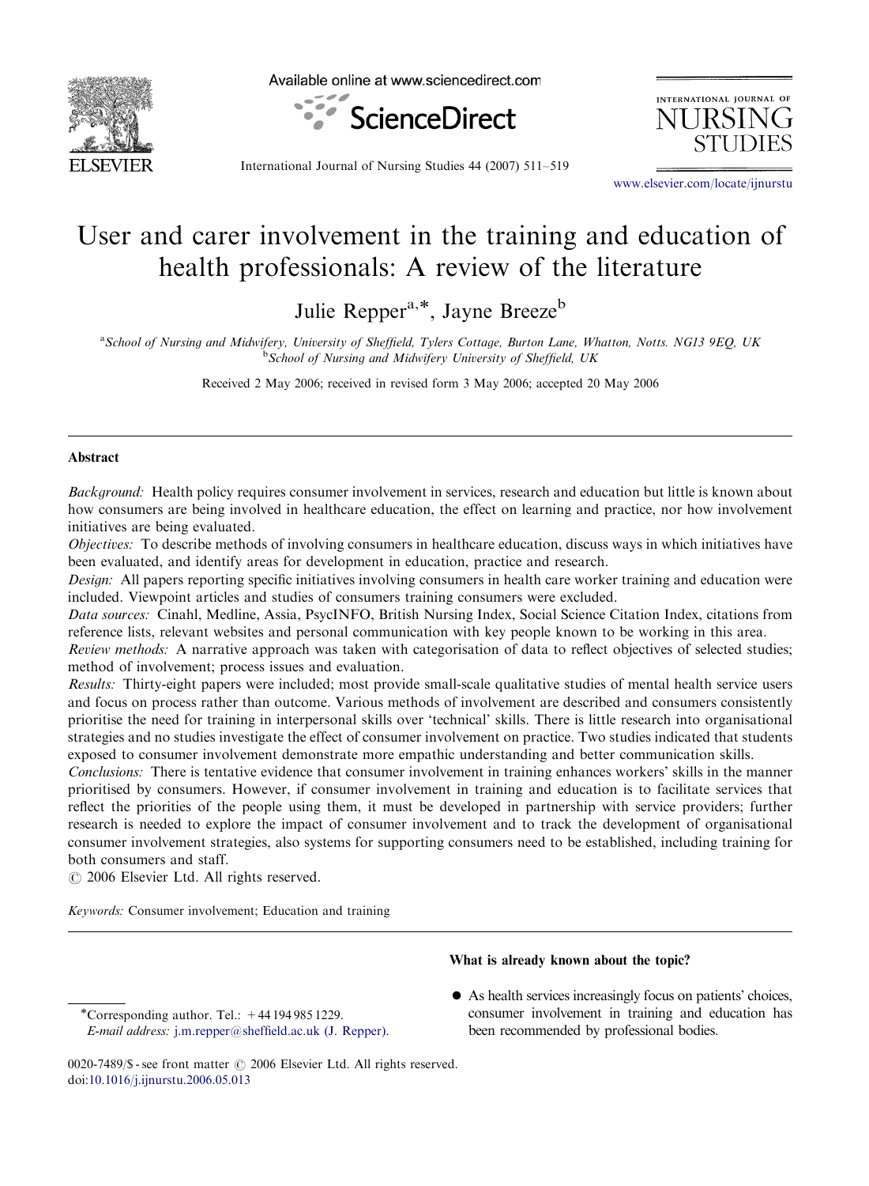# User and carer involvement in the training and education of health professionals: A review of the literature

Julie Repper[a,*], Jayne Breeze[b]

[a]School of Nursing and Midwifery, University of Sheffield, Tylers Cottage, Burton Lane, Whatton, Notts. NG13 9EQ, UK
[b]School of Nursing and Midwifery University of Sheffield, UK

Received 2 May 2006; received in revised form 3 May 2006; accepted 20 May 2006

## Abstract

*Background:* Health policy requires consumer involvement in services, research and education but little is known about how consumers are being involved in healthcare education, the effect on learning and practice, nor how involvement initiatives are being evaluated.

*Objectives:* To describe methods of involving consumers in healthcare education, discuss ways in which initiatives have been evaluated, and identify areas for development in education, practice and research.

*Design:* All papers reporting specific initiatives involving consumers in health care worker training and education were included. Viewpoint articles and studies of consumers training consumers were excluded.

*Data sources:* Cinahl, Medline, Assia, PsycINFO, British Nursing Index, Social Science Citation Index, citations from reference lists, relevant websites and personal communication with key people known to be working in this area.

*Review methods:* A narrative approach was taken with categorisation of data to reflect objectives of selected studies; method of involvement; process issues and evaluation.

*Results:* Thirty-eight papers were included; most provide small-scale qualitative studies of mental health service users and focus on process rather than outcome. Various methods of involvement are described and consumers consistently prioritise the need for training in interpersonal skills over 'technical' skills. There is little research into organisational strategies and no studies investigate the effect of consumer involvement on practice. Two studies indicated that students exposed to consumer involvement demonstrate more empathic understanding and better communication skills.

*Conclusions:* There is tentative evidence that consumer involvement in training enhances workers' skills in the manner prioritised by consumers. However, if consumer involvement in training and education is to facilitate services that reflect the priorities of the people using them, it must be developed in partnership with service providers; further research is needed to explore the impact of consumer involvement and to track the development of organisational consumer involvement strategies, also systems for supporting consumers need to be established, including training for both consumers and staff.

© 2006 Elsevier Ltd. All rights reserved.

*Keywords:* Consumer involvement; Education and training

## What is already known about the topic?

- As health services increasingly focus on patients' choices, consumer involvement in training and education has been recommended by professional bodies.

*Corresponding author. Tel.: +44 194 985 1229.
*E-mail address:* j.m.repper@sheffield.ac.uk (J. Repper).

0020-7489/$ - see front matter © 2006 Elsevier Ltd. All rights reserved.
doi:10.1016/j.ijnurstu.2006.05.013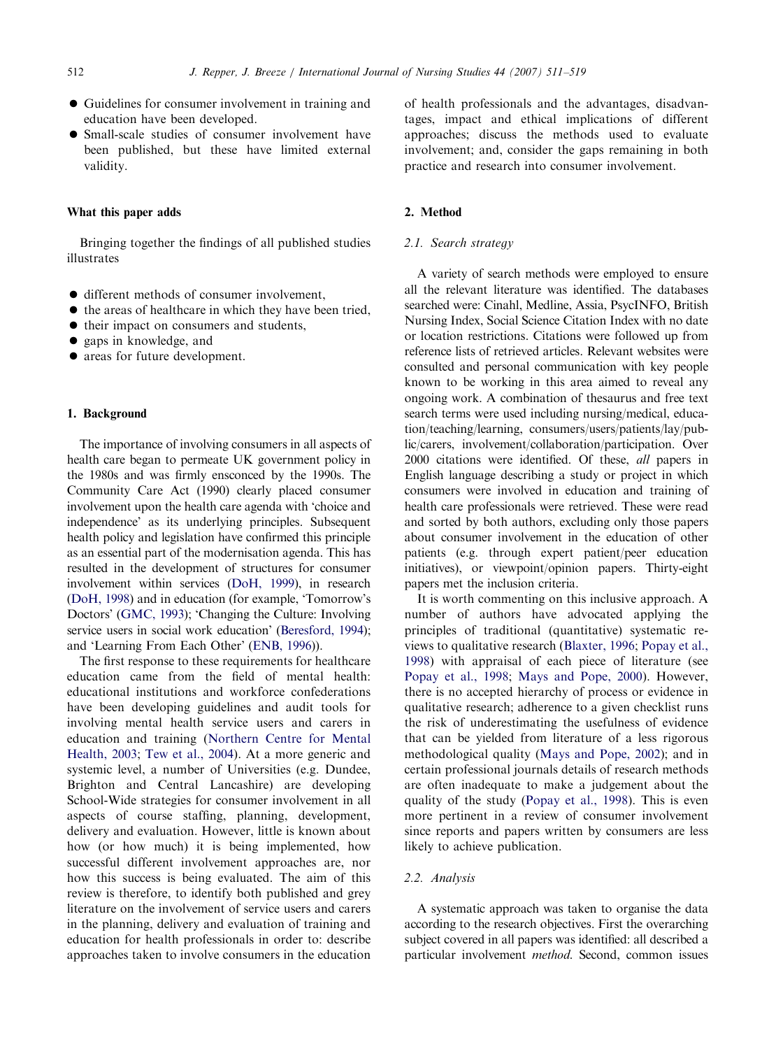- Guidelines for consumer involvement in training and education have been developed.
- Small-scale studies of consumer involvement have been published, but these have limited external validity.

### What this paper adds

Bringing together the findings of all published studies illustrates

- different methods of consumer involvement,
- the areas of healthcare in which they have been tried,
- their impact on consumers and students,
- gaps in knowledge, and
- areas for future development.

## 1. Background

The importance of involving consumers in all aspects of health care began to permeate UK government policy in the 1980s and was firmly ensconced by the 1990s. The Community Care Act (1990) clearly placed consumer involvement upon the health care agenda with 'choice and independence' as its underlying principles. Subsequent health policy and legislation have confirmed this principle as an essential part of the modernisation agenda. This has resulted in the development of structures for consumer involvement within services (DoH, 1999), in research (DoH, 1998) and in education (for example, 'Tomorrow's Doctors' (GMC, 1993); 'Changing the Culture: Involving service users in social work education' (Beresford, 1994); and 'Learning From Each Other' (ENB, 1996)).

The first response to these requirements for healthcare education came from the field of mental health: educational institutions and workforce confederations have been developing guidelines and audit tools for involving mental health service users and carers in education and training (Northern Centre for Mental Health, 2003; Tew et al., 2004). At a more generic and systemic level, a number of Universities (e.g. Dundee, Brighton and Central Lancashire) are developing School-Wide strategies for consumer involvement in all aspects of course staffing, planning, development, delivery and evaluation. However, little is known about how (or how much) it is being implemented, how successful different involvement approaches are, nor how this success is being evaluated. The aim of this review is therefore, to identify both published and grey literature on the involvement of service users and carers in the planning, delivery and evaluation of training and education for health professionals in order to: describe approaches taken to involve consumers in the education of health professionals and the advantages, disadvantages, impact and ethical implications of different approaches; discuss the methods used to evaluate involvement; and, consider the gaps remaining in both practice and research into consumer involvement.

## 2. Method

### 2.1. Search strategy

A variety of search methods were employed to ensure all the relevant literature was identified. The databases searched were: Cinahl, Medline, Assia, PsycINFO, British Nursing Index, Social Science Citation Index with no date or location restrictions. Citations were followed up from reference lists of retrieved articles. Relevant websites were consulted and personal communication with key people known to be working in this area aimed to reveal any ongoing work. A combination of thesaurus and free text search terms were used including nursing/medical, education/teaching/learning, consumers/users/patients/lay/public/carers, involvement/collaboration/participation. Over 2000 citations were identified. Of these, *all* papers in English language describing a study or project in which consumers were involved in education and training of health care professionals were retrieved. These were read and sorted by both authors, excluding only those papers about consumer involvement in the education of other patients (e.g. through expert patient/peer education initiatives), or viewpoint/opinion papers. Thirty-eight papers met the inclusion criteria.

It is worth commenting on this inclusive approach. A number of authors have advocated applying the principles of traditional (quantitative) systematic reviews to qualitative research (Blaxter, 1996; Popay et al., 1998) with appraisal of each piece of literature (see Popay et al., 1998; Mays and Pope, 2000). However, there is no accepted hierarchy of process or evidence in qualitative research; adherence to a given checklist runs the risk of underestimating the usefulness of evidence that can be yielded from literature of a less rigorous methodological quality (Mays and Pope, 2002); and in certain professional journals details of research methods are often inadequate to make a judgement about the quality of the study (Popay et al., 1998). This is even more pertinent in a review of consumer involvement since reports and papers written by consumers are less likely to achieve publication.

### 2.2. Analysis

A systematic approach was taken to organise the data according to the research objectives. First the overarching subject covered in all papers was identified: all described a particular involvement *method*. Second, common issues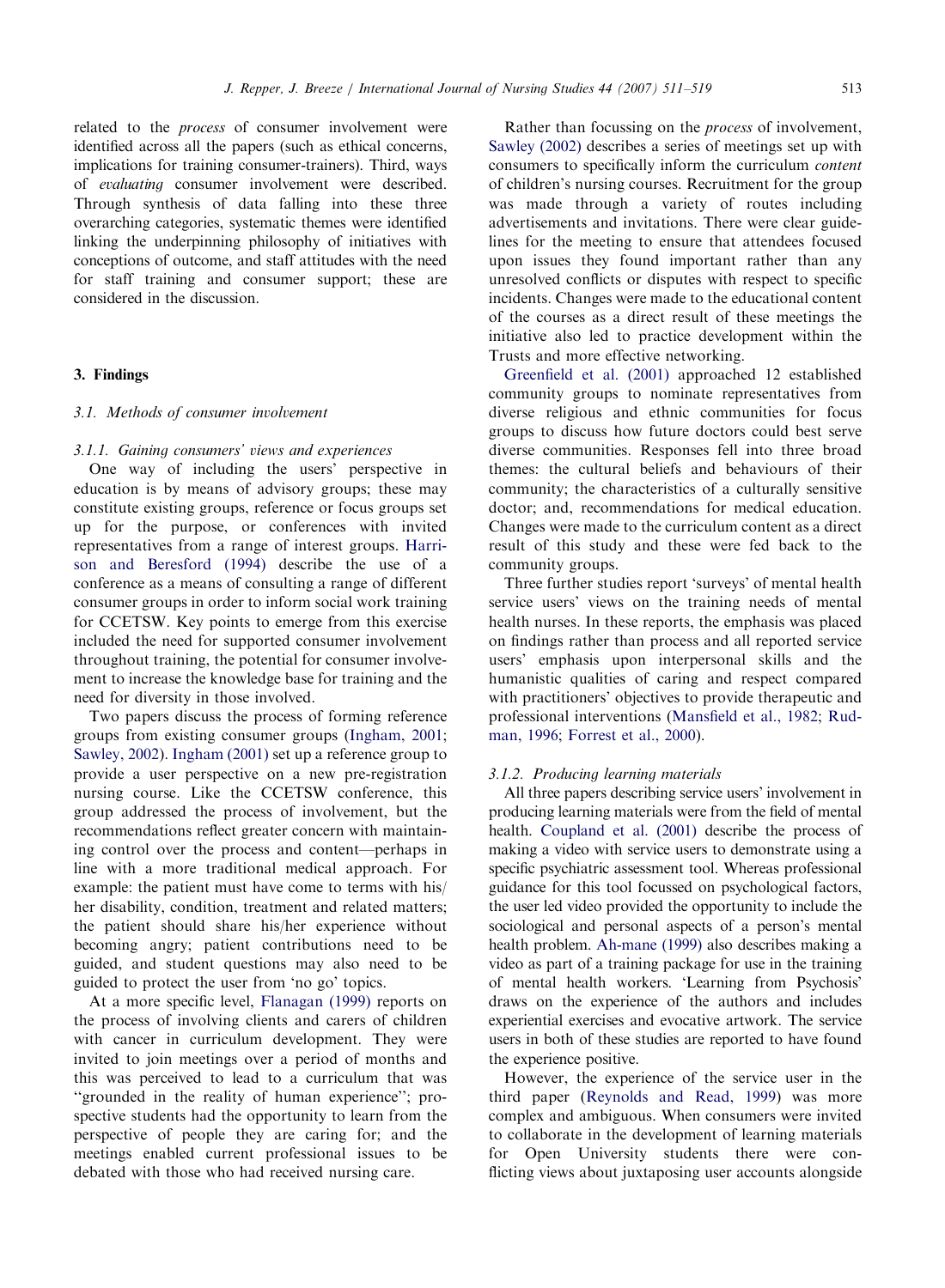related to the *process* of consumer involvement were identified across all the papers (such as ethical concerns, implications for training consumer-trainers). Third, ways of *evaluating* consumer involvement were described. Through synthesis of data falling into these three overarching categories, systematic themes were identified linking the underpinning philosophy of initiatives with conceptions of outcome, and staff attitudes with the need for staff training and consumer support; these are considered in the discussion.

## 3. Findings

### 3.1. Methods of consumer involvement

#### 3.1.1. Gaining consumers' views and experiences

One way of including the users' perspective in education is by means of advisory groups; these may constitute existing groups, reference or focus groups set up for the purpose, or conferences with invited representatives from a range of interest groups. Harrison and Beresford (1994) describe the use of a conference as a means of consulting a range of different consumer groups in order to inform social work training for CCETSW. Key points to emerge from this exercise included the need for supported consumer involvement throughout training, the potential for consumer involvement to increase the knowledge base for training and the need for diversity in those involved.

Two papers discuss the process of forming reference groups from existing consumer groups (Ingham, 2001; Sawley, 2002). Ingham (2001) set up a reference group to provide a user perspective on a new pre-registration nursing course. Like the CCETSW conference, this group addressed the process of involvement, but the recommendations reflect greater concern with maintaining control over the process and content—perhaps in line with a more traditional medical approach. For example: the patient must have come to terms with his/her disability, condition, treatment and related matters; the patient should share his/her experience without becoming angry; patient contributions need to be guided, and student questions may also need to be guided to protect the user from 'no go' topics.

At a more specific level, Flanagan (1999) reports on the process of involving clients and carers of children with cancer in curriculum development. They were invited to join meetings over a period of months and this was perceived to lead to a curriculum that was "grounded in the reality of human experience"; prospective students had the opportunity to learn from the perspective of people they are caring for; and the meetings enabled current professional issues to be debated with those who had received nursing care.

Rather than focussing on the *process* of involvement, Sawley (2002) describes a series of meetings set up with consumers to specifically inform the curriculum *content* of children's nursing courses. Recruitment for the group was made through a variety of routes including advertisements and invitations. There were clear guidelines for the meeting to ensure that attendees focused upon issues they found important rather than any unresolved conflicts or disputes with respect to specific incidents. Changes were made to the educational content of the courses as a direct result of these meetings the initiative also led to practice development within the Trusts and more effective networking.

Greenfield et al. (2001) approached 12 established community groups to nominate representatives from diverse religious and ethnic communities for focus groups to discuss how future doctors could best serve diverse communities. Responses fell into three broad themes: the cultural beliefs and behaviours of their community; the characteristics of a culturally sensitive doctor; and, recommendations for medical education. Changes were made to the curriculum content as a direct result of this study and these were fed back to the community groups.

Three further studies report 'surveys' of mental health service users' views on the training needs of mental health nurses. In these reports, the emphasis was placed on findings rather than process and all reported service users' emphasis upon interpersonal skills and the humanistic qualities of caring and respect compared with practitioners' objectives to provide therapeutic and professional interventions (Mansfield et al., 1982; Rudman, 1996; Forrest et al., 2000).

#### 3.1.2. Producing learning materials

All three papers describing service users' involvement in producing learning materials were from the field of mental health. Coupland et al. (2001) describe the process of making a video with service users to demonstrate using a specific psychiatric assessment tool. Whereas professional guidance for this tool focussed on psychological factors, the user led video provided the opportunity to include the sociological and personal aspects of a person's mental health problem. Ah-mane (1999) also describes making a video as part of a training package for use in the training of mental health workers. 'Learning from Psychosis' draws on the experience of the authors and includes experiential exercises and evocative artwork. The service users in both of these studies are reported to have found the experience positive.

However, the experience of the service user in the third paper (Reynolds and Read, 1999) was more complex and ambiguous. When consumers were invited to collaborate in the development of learning materials for Open University students there were conflicting views about juxtaposing user accounts alongside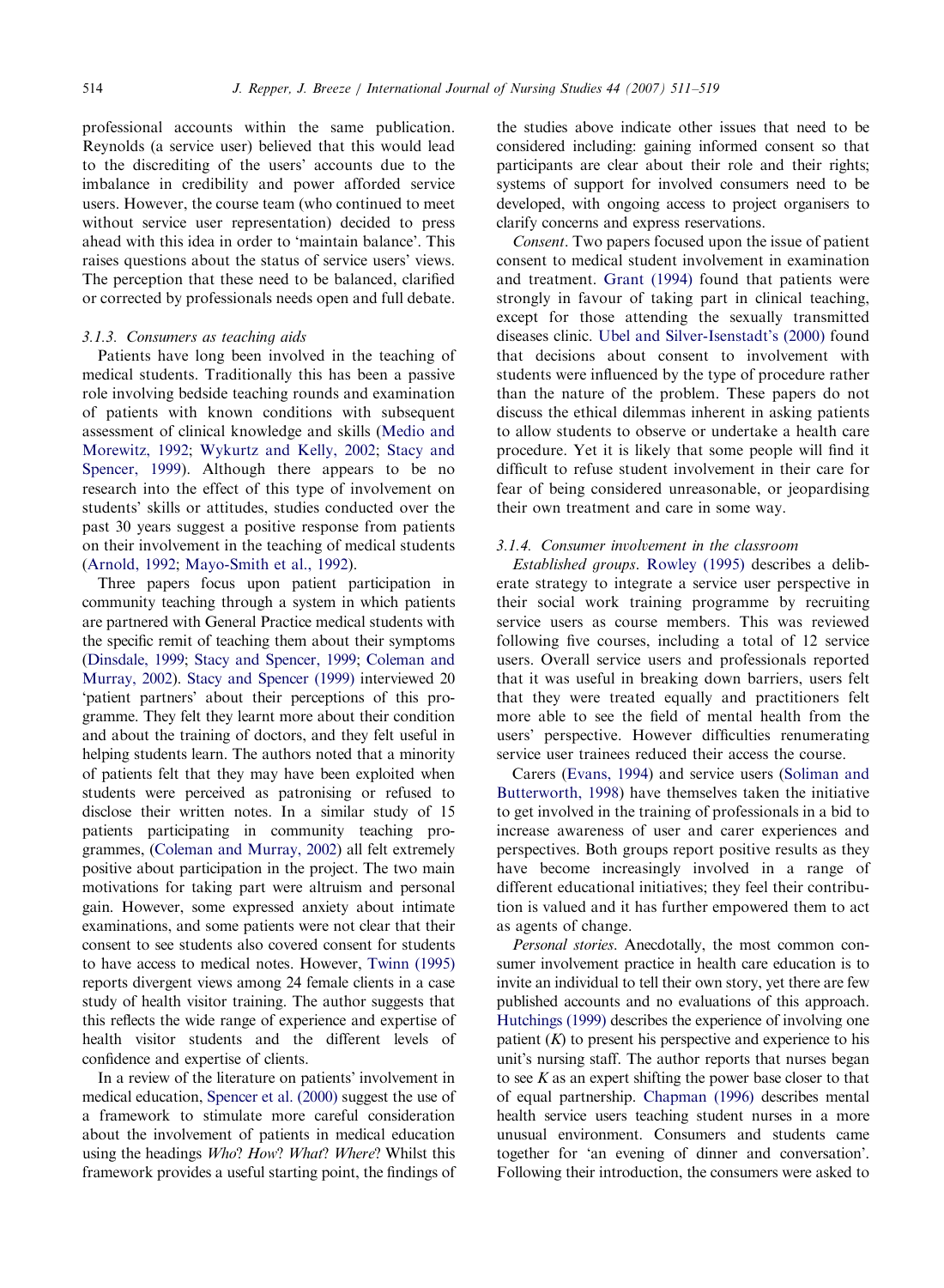professional accounts within the same publication. Reynolds (a service user) believed that this would lead to the discrediting of the users' accounts due to the imbalance in credibility and power afforded service users. However, the course team (who continued to meet without service user representation) decided to press ahead with this idea in order to 'maintain balance'. This raises questions about the status of service users' views. The perception that these need to be balanced, clarified or corrected by professionals needs open and full debate.

#### 3.1.3. Consumers as teaching aids

Patients have long been involved in the teaching of medical students. Traditionally this has been a passive role involving bedside teaching rounds and examination of patients with known conditions with subsequent assessment of clinical knowledge and skills (Medio and Morewitz, 1992; Wykurtz and Kelly, 2002; Stacy and Spencer, 1999). Although there appears to be no research into the effect of this type of involvement on students' skills or attitudes, studies conducted over the past 30 years suggest a positive response from patients on their involvement in the teaching of medical students (Arnold, 1992; Mayo-Smith et al., 1992).

Three papers focus upon patient participation in community teaching through a system in which patients are partnered with General Practice medical students with the specific remit of teaching them about their symptoms (Dinsdale, 1999; Stacy and Spencer, 1999; Coleman and Murray, 2002). Stacy and Spencer (1999) interviewed 20 'patient partners' about their perceptions of this programme. They felt they learnt more about their condition and about the training of doctors, and they felt useful in helping students learn. The authors noted that a minority of patients felt that they may have been exploited when students were perceived as patronising or refused to disclose their written notes. In a similar study of 15 patients participating in community teaching programmes, (Coleman and Murray, 2002) all felt extremely positive about participation in the project. The two main motivations for taking part were altruism and personal gain. However, some expressed anxiety about intimate examinations, and some patients were not clear that their consent to see students also covered consent for students to have access to medical notes. However, Twinn (1995) reports divergent views among 24 female clients in a case study of health visitor training. The author suggests that this reflects the wide range of experience and expertise of health visitor students and the different levels of confidence and expertise of clients.

In a review of the literature on patients' involvement in medical education, Spencer et al. (2000) suggest the use of a framework to stimulate more careful consideration about the involvement of patients in medical education using the headings *Who*? *How*? *What*? *Where*? Whilst this framework provides a useful starting point, the findings of the studies above indicate other issues that need to be considered including: gaining informed consent so that participants are clear about their role and their rights; systems of support for involved consumers need to be developed, with ongoing access to project organisers to clarify concerns and express reservations.

*Consent*. Two papers focused upon the issue of patient consent to medical student involvement in examination and treatment. Grant (1994) found that patients were strongly in favour of taking part in clinical teaching, except for those attending the sexually transmitted diseases clinic. Ubel and Silver-Isenstadt's (2000) found that decisions about consent to involvement with students were influenced by the type of procedure rather than the nature of the problem. These papers do not discuss the ethical dilemmas inherent in asking patients to allow students to observe or undertake a health care procedure. Yet it is likely that some people will find it difficult to refuse student involvement in their care for fear of being considered unreasonable, or jeopardising their own treatment and care in some way.

#### 3.1.4. Consumer involvement in the classroom

*Established groups*. Rowley (1995) describes a deliberate strategy to integrate a service user perspective in their social work training programme by recruiting service users as course members. This was reviewed following five courses, including a total of 12 service users. Overall service users and professionals reported that it was useful in breaking down barriers, users felt that they were treated equally and practitioners felt more able to see the field of mental health from the users' perspective. However difficulties renumerating service user trainees reduced their access the course.

Carers (Evans, 1994) and service users (Soliman and Butterworth, 1998) have themselves taken the initiative to get involved in the training of professionals in a bid to increase awareness of user and carer experiences and perspectives. Both groups report positive results as they have become increasingly involved in a range of different educational initiatives; they feel their contribution is valued and it has further empowered them to act as agents of change.

*Personal stories*. Anecdotally, the most common consumer involvement practice in health care education is to invite an individual to tell their own story, yet there are few published accounts and no evaluations of this approach. Hutchings (1999) describes the experience of involving one patient ($K$) to present his perspective and experience to his unit's nursing staff. The author reports that nurses began to see $K$ as an expert shifting the power base closer to that of equal partnership. Chapman (1996) describes mental health service users teaching student nurses in a more unusual environment. Consumers and students came together for 'an evening of dinner and conversation'. Following their introduction, the consumers were asked to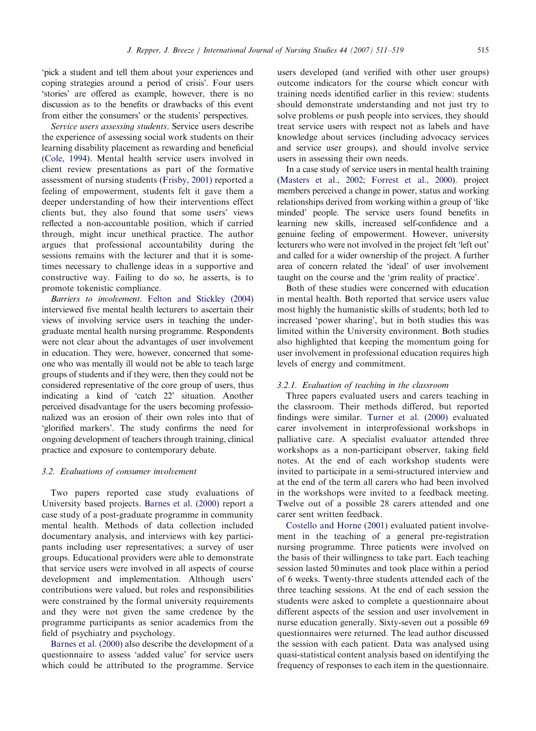'pick a student and tell them about your experiences and coping strategies around a period of crisis'. Four users 'stories' are offered as example, however, there is no discussion as to the benefits or drawbacks of this event from either the consumers' or the students' perspectives.

*Service users assessing students*. Service users describe the experience of assessing social work students on their learning disability placement as rewarding and beneficial (Cole, 1994). Mental health service users involved in client review presentations as part of the formative assessment of nursing students (Frisby, 2001) reported a feeling of empowerment, students felt it gave them a deeper understanding of how their interventions effect clients but, they also found that some users' views reflected a non-accountable position, which if carried through, might incur unethical practice. The author argues that professional accountability during the sessions remains with the lecturer and that it is sometimes necessary to challenge ideas in a supportive and constructive way. Failing to do so, he asserts, is to promote tokenistic compliance.

*Barriers to involvement*. Felton and Stickley (2004) interviewed five mental health lecturers to ascertain their views of involving service users in teaching the undergraduate mental health nursing programme. Respondents were not clear about the advantages of user involvement in education. They were, however, concerned that someone who was mentally ill would not be able to teach large groups of students and if they were, then they could not be considered representative of the core group of users, thus indicating a kind of 'catch 22' situation. Another perceived disadvantage for the users becoming professionalized was an erosion of their own roles into that of 'glorified markers'. The study confirms the need for ongoing development of teachers through training, clinical practice and exposure to contemporary debate.

### 3.2. Evaluations of consumer involvement

Two papers reported case study evaluations of University based projects. Barnes et al. (2000) report a case study of a post-graduate programme in community mental health. Methods of data collection included documentary analysis, and interviews with key participants including user representatives; a survey of user groups. Educational providers were able to demonstrate that service users were involved in all aspects of course development and implementation. Although users' contributions were valued, but roles and responsibilities were constrained by the formal university requirements and they were not given the same credence by the programme participants as senior academics from the field of psychiatry and psychology.

Barnes et al. (2000) also describe the development of a questionnaire to assess 'added value' for service users which could be attributed to the programme. Service users developed (and verified with other user groups) outcome indicators for the course which concur with training needs identified earlier in this review: students should demonstrate understanding and not just try to solve problems or push people into services, they should treat service users with respect not as labels and have knowledge about services (including advocacy services and service user groups), and should involve service users in assessing their own needs.

In a case study of service users in mental health training (Masters et al., 2002; Forrest et al., 2000). project members perceived a change in power, status and working relationships derived from working within a group of 'like minded' people. The service users found benefits in learning new skills, increased self-confidence and a genuine feeling of empowerment. However, university lecturers who were not involved in the project felt 'left out' and called for a wider ownership of the project. A further area of concern related the 'ideal' of user involvement taught on the course and the 'grim reality of practice'.

Both of these studies were concerned with education in mental health. Both reported that service users value most highly the humanistic skills of students; both led to increased 'power sharing', but in both studies this was limited within the University environment. Both studies also highlighted that keeping the momentum going for user involvement in professional education requires high levels of energy and commitment.

#### 3.2.1. Evaluation of teaching in the classroom

Three papers evaluated users and carers teaching in the classroom. Their methods differed, but reported findings were similar. Turner et al. (2000) evaluated carer involvement in interprofessional workshops in palliative care. A specialist evaluator attended three workshops as a non-participant observer, taking field notes. At the end of each workshop students were invited to participate in a semi-structured interview and at the end of the term all carers who had been involved in the workshops were invited to a feedback meeting. Twelve out of a possible 28 carers attended and one carer sent written feedback.

Costello and Horne (2001) evaluated patient involvement in the teaching of a general pre-registration nursing programme. Three patients were involved on the basis of their willingness to take part. Each teaching session lasted 50 minutes and took place within a period of 6 weeks. Twenty-three students attended each of the three teaching sessions. At the end of each session the students were asked to complete a questionnaire about different aspects of the session and user involvement in nurse education generally. Sixty-seven out a possible 69 questionnaires were returned. The lead author discussed the session with each patient. Data was analysed using quasi-statistical content analysis based on identifying the frequency of responses to each item in the questionnaire.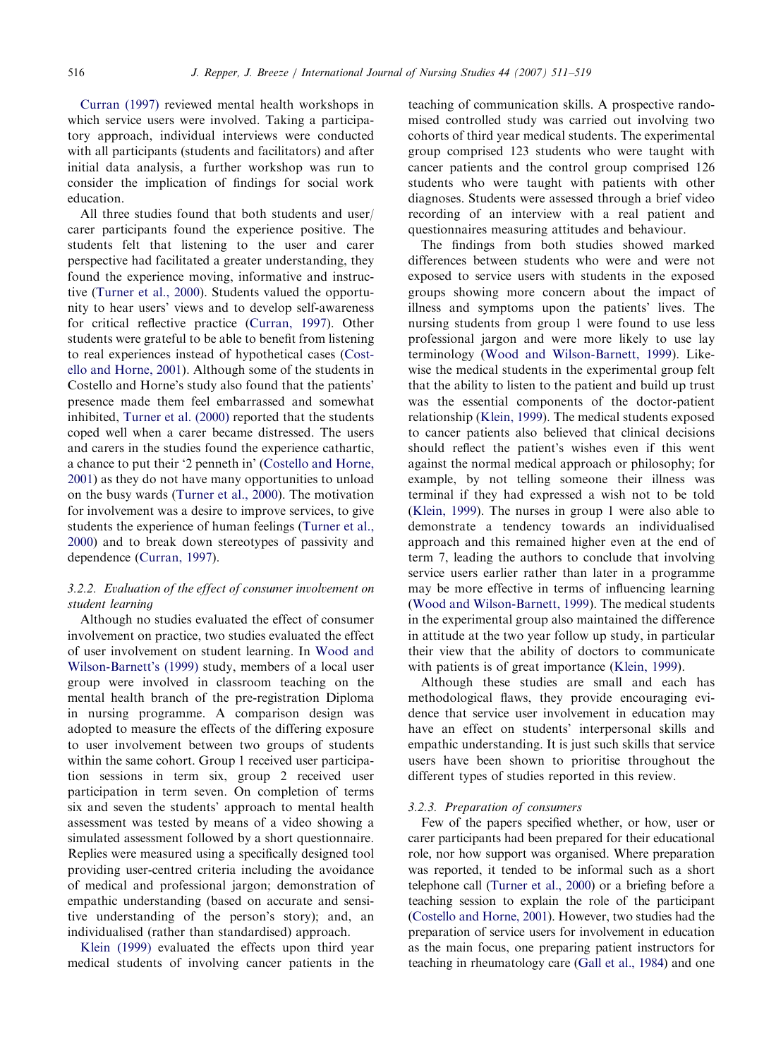Curran (1997) reviewed mental health workshops in which service users were involved. Taking a participatory approach, individual interviews were conducted with all participants (students and facilitators) and after initial data analysis, a further workshop was run to consider the implication of findings for social work education.

All three studies found that both students and user/carer participants found the experience positive. The students felt that listening to the user and carer perspective had facilitated a greater understanding, they found the experience moving, informative and instructive (Turner et al., 2000). Students valued the opportunity to hear users' views and to develop self-awareness for critical reflective practice (Curran, 1997). Other students were grateful to be able to benefit from listening to real experiences instead of hypothetical cases (Costello and Horne, 2001). Although some of the students in Costello and Horne's study also found that the patients' presence made them feel embarrassed and somewhat inhibited, Turner et al. (2000) reported that the students coped well when a carer became distressed. The users and carers in the studies found the experience cathartic, a chance to put their '2 penneth in' (Costello and Horne, 2001) as they do not have many opportunities to unload on the busy wards (Turner et al., 2000). The motivation for involvement was a desire to improve services, to give students the experience of human feelings (Turner et al., 2000) and to break down stereotypes of passivity and dependence (Curran, 1997).

### 3.2.2. Evaluation of the effect of consumer involvement on student learning

Although no studies evaluated the effect of consumer involvement on practice, two studies evaluated the effect of user involvement on student learning. In Wood and Wilson-Barnett's (1999) study, members of a local user group were involved in classroom teaching on the mental health branch of the pre-registration Diploma in nursing programme. A comparison design was adopted to measure the effects of the differing exposure to user involvement between two groups of students within the same cohort. Group 1 received user participation sessions in term six, group 2 received user participation in term seven. On completion of terms six and seven the students' approach to mental health assessment was tested by means of a video showing a simulated assessment followed by a short questionnaire. Replies were measured using a specifically designed tool providing user-centred criteria including the avoidance of medical and professional jargon; demonstration of empathic understanding (based on accurate and sensitive understanding of the person's story); and, an individualised (rather than standardised) approach.

Klein (1999) evaluated the effects upon third year medical students of involving cancer patients in the teaching of communication skills. A prospective randomised controlled study was carried out involving two cohorts of third year medical students. The experimental group comprised 123 students who were taught with cancer patients and the control group comprised 126 students who were taught with patients with other diagnoses. Students were assessed through a brief video recording of an interview with a real patient and questionnaires measuring attitudes and behaviour.

The findings from both studies showed marked differences between students who were and were not exposed to service users with students in the exposed groups showing more concern about the impact of illness and symptoms upon the patients' lives. The nursing students from group 1 were found to use less professional jargon and were more likely to use lay terminology (Wood and Wilson-Barnett, 1999). Likewise the medical students in the experimental group felt that the ability to listen to the patient and build up trust was the essential components of the doctor-patient relationship (Klein, 1999). The medical students exposed to cancer patients also believed that clinical decisions should reflect the patient's wishes even if this went against the normal medical approach or philosophy; for example, by not telling someone their illness was terminal if they had expressed a wish not to be told (Klein, 1999). The nurses in group 1 were also able to demonstrate a tendency towards an individualised approach and this remained higher even at the end of term 7, leading the authors to conclude that involving service users earlier rather than later in a programme may be more effective in terms of influencing learning (Wood and Wilson-Barnett, 1999). The medical students in the experimental group also maintained the difference in attitude at the two year follow up study, in particular their view that the ability of doctors to communicate with patients is of great importance (Klein, 1999).

Although these studies are small and each has methodological flaws, they provide encouraging evidence that service user involvement in education may have an effect on students' interpersonal skills and empathic understanding. It is just such skills that service users have been shown to prioritise throughout the different types of studies reported in this review.

### 3.2.3. Preparation of consumers

Few of the papers specified whether, or how, user or carer participants had been prepared for their educational role, nor how support was organised. Where preparation was reported, it tended to be informal such as a short telephone call (Turner et al., 2000) or a briefing before a teaching session to explain the role of the participant (Costello and Horne, 2001). However, two studies had the preparation of service users for involvement in education as the main focus, one preparing patient instructors for teaching in rheumatology care (Gall et al., 1984) and one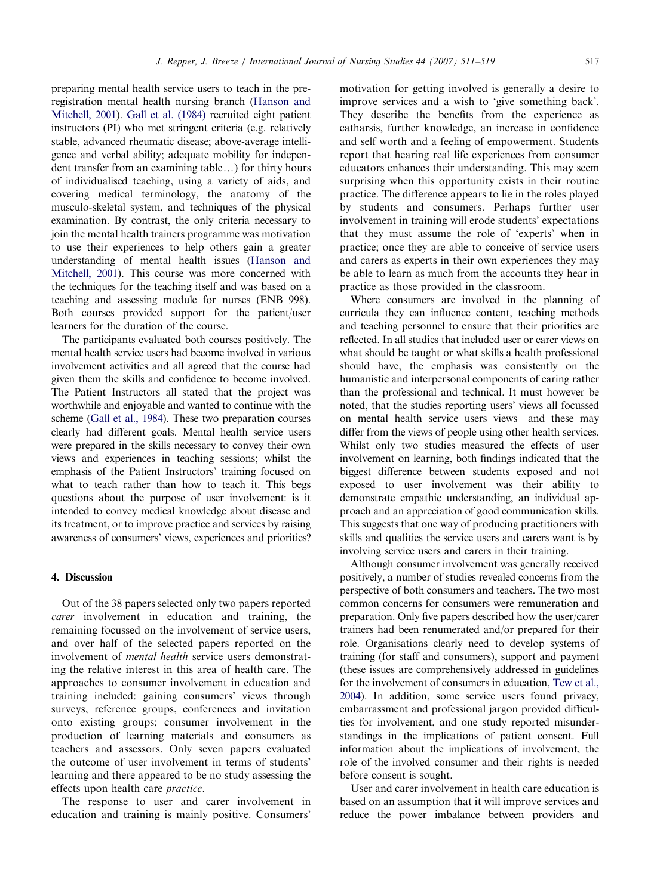preparing mental health service users to teach in the pre-registration mental health nursing branch (Hanson and Mitchell, 2001). Gall et al. (1984) recruited eight patient instructors (PI) who met stringent criteria (e.g. relatively stable, advanced rheumatic disease; above-average intelligence and verbal ability; adequate mobility for independent transfer from an examining table…) for thirty hours of individualised teaching, using a variety of aids, and covering medical terminology, the anatomy of the musculo-skeletal system, and techniques of the physical examination. By contrast, the only criteria necessary to join the mental health trainers programme was motivation to use their experiences to help others gain a greater understanding of mental health issues (Hanson and Mitchell, 2001). This course was more concerned with the techniques for the teaching itself and was based on a teaching and assessing module for nurses (ENB 998). Both courses provided support for the patient/user learners for the duration of the course.

The participants evaluated both courses positively. The mental health service users had become involved in various involvement activities and all agreed that the course had given them the skills and confidence to become involved. The Patient Instructors all stated that the project was worthwhile and enjoyable and wanted to continue with the scheme (Gall et al., 1984). These two preparation courses clearly had different goals. Mental health service users were prepared in the skills necessary to convey their own views and experiences in teaching sessions; whilst the emphasis of the Patient Instructors' training focused on what to teach rather than how to teach it. This begs questions about the purpose of user involvement: is it intended to convey medical knowledge about disease and its treatment, or to improve practice and services by raising awareness of consumers' views, experiences and priorities?

## 4. Discussion

Out of the 38 papers selected only two papers reported *carer* involvement in education and training, the remaining focussed on the involvement of service users, and over half of the selected papers reported on the involvement of *mental health* service users demonstrating the relative interest in this area of health care. The approaches to consumer involvement in education and training included: gaining consumers' views through surveys, reference groups, conferences and invitation onto existing groups; consumer involvement in the production of learning materials and consumers as teachers and assessors. Only seven papers evaluated the outcome of user involvement in terms of students' learning and there appeared to be no study assessing the effects upon health care *practice*.

The response to user and carer involvement in education and training is mainly positive. Consumers' motivation for getting involved is generally a desire to improve services and a wish to 'give something back'. They describe the benefits from the experience as catharsis, further knowledge, an increase in confidence and self worth and a feeling of empowerment. Students report that hearing real life experiences from consumer educators enhances their understanding. This may seem surprising when this opportunity exists in their routine practice. The difference appears to lie in the roles played by students and consumers. Perhaps further user involvement in training will erode students' expectations that they must assume the role of 'experts' when in practice; once they are able to conceive of service users and carers as experts in their own experiences they may be able to learn as much from the accounts they hear in practice as those provided in the classroom.

Where consumers are involved in the planning of curricula they can influence content, teaching methods and teaching personnel to ensure that their priorities are reflected. In all studies that included user or carer views on what should be taught or what skills a health professional should have, the emphasis was consistently on the humanistic and interpersonal components of caring rather than the professional and technical. It must however be noted, that the studies reporting users' views all focussed on mental health service users views—and these may differ from the views of people using other health services. Whilst only two studies measured the effects of user involvement on learning, both findings indicated that the biggest difference between students exposed and not exposed to user involvement was their ability to demonstrate empathic understanding, an individual approach and an appreciation of good communication skills. This suggests that one way of producing practitioners with skills and qualities the service users and carers want is by involving service users and carers in their training.

Although consumer involvement was generally received positively, a number of studies revealed concerns from the perspective of both consumers and teachers. The two most common concerns for consumers were remuneration and preparation. Only five papers described how the user/carer trainers had been renumerated and/or prepared for their role. Organisations clearly need to develop systems of training (for staff and consumers), support and payment (these issues are comprehensively addressed in guidelines for the involvement of consumers in education, Tew et al., 2004). In addition, some service users found privacy, embarrassment and professional jargon provided difficulties for involvement, and one study reported misunderstandings in the implications of patient consent. Full information about the implications of involvement, the role of the involved consumer and their rights is needed before consent is sought.

User and carer involvement in health care education is based on an assumption that it will improve services and reduce the power imbalance between providers and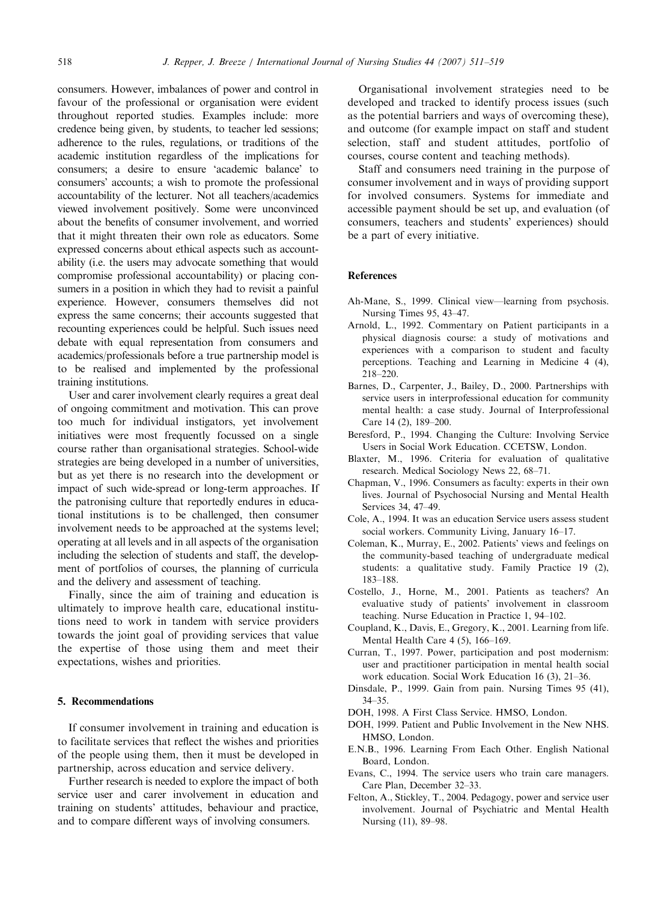consumers. However, imbalances of power and control in favour of the professional or organisation were evident throughout reported studies. Examples include: more credence being given, by students, to teacher led sessions; adherence to the rules, regulations, or traditions of the academic institution regardless of the implications for consumers; a desire to ensure 'academic balance' to consumers' accounts; a wish to promote the professional accountability of the lecturer. Not all teachers/academics viewed involvement positively. Some were unconvinced about the benefits of consumer involvement, and worried that it might threaten their own role as educators. Some expressed concerns about ethical aspects such as accountability (i.e. the users may advocate something that would compromise professional accountability) or placing consumers in a position in which they had to revisit a painful experience. However, consumers themselves did not express the same concerns; their accounts suggested that recounting experiences could be helpful. Such issues need debate with equal representation from consumers and academics/professionals before a true partnership model is to be realised and implemented by the professional training institutions.

User and carer involvement clearly requires a great deal of ongoing commitment and motivation. This can prove too much for individual instigators, yet involvement initiatives were most frequently focussed on a single course rather than organisational strategies. School-wide strategies are being developed in a number of universities, but as yet there is no research into the development or impact of such wide-spread or long-term approaches. If the patronising culture that reportedly endures in educational institutions is to be challenged, then consumer involvement needs to be approached at the systems level; operating at all levels and in all aspects of the organisation including the selection of students and staff, the development of portfolios of courses, the planning of curricula and the delivery and assessment of teaching.

Finally, since the aim of training and education is ultimately to improve health care, educational institutions need to work in tandem with service providers towards the joint goal of providing services that value the expertise of those using them and meet their expectations, wishes and priorities.

## 5. Recommendations

If consumer involvement in training and education is to facilitate services that reflect the wishes and priorities of the people using them, then it must be developed in partnership, across education and service delivery.

Further research is needed to explore the impact of both service user and carer involvement in education and training on students' attitudes, behaviour and practice, and to compare different ways of involving consumers.

Organisational involvement strategies need to be developed and tracked to identify process issues (such as the potential barriers and ways of overcoming these), and outcome (for example impact on staff and student selection, staff and student attitudes, portfolio of courses, course content and teaching methods).

Staff and consumers need training in the purpose of consumer involvement and in ways of providing support for involved consumers. Systems for immediate and accessible payment should be set up, and evaluation (of consumers, teachers and students' experiences) should be a part of every initiative.

## References

Ah-Mane, S., 1999. Clinical view—learning from psychosis. Nursing Times 95, 43–47.

Arnold, L., 1992. Commentary on Patient participants in a physical diagnosis course: a study of motivations and experiences with a comparison to student and faculty perceptions. Teaching and Learning in Medicine 4 (4), 218–220.

Barnes, D., Carpenter, J., Bailey, D., 2000. Partnerships with service users in interprofessional education for community mental health: a case study. Journal of Interprofessional Care 14 (2), 189–200.

Beresford, P., 1994. Changing the Culture: Involving Service Users in Social Work Education. CCETSW, London.

Blaxter, M., 1996. Criteria for evaluation of qualitative research. Medical Sociology News 22, 68–71.

Chapman, V., 1996. Consumers as faculty: experts in their own lives. Journal of Psychosocial Nursing and Mental Health Services 34, 47–49.

Cole, A., 1994. It was an education Service users assess student social workers. Community Living, January 16–17.

Coleman, K., Murray, E., 2002. Patients' views and feelings on the community-based teaching of undergraduate medical students: a qualitative study. Family Practice 19 (2), 183–188.

Costello, J., Horne, M., 2001. Patients as teachers? An evaluative study of patients' involvement in classroom teaching. Nurse Education in Practice 1, 94–102.

Coupland, K., Davis, E., Gregory, K., 2001. Learning from life. Mental Health Care 4 (5), 166–169.

Curran, T., 1997. Power, participation and post modernism: user and practitioner participation in mental health social work education. Social Work Education 16 (3), 21–36.

Dinsdale, P., 1999. Gain from pain. Nursing Times 95 (41), 34–35.

DOH, 1998. A First Class Service. HMSO, London.

DOH, 1999. Patient and Public Involvement in the New NHS. HMSO, London.

E.N.B., 1996. Learning From Each Other. English National Board, London.

Evans, C., 1994. The service users who train care managers. Care Plan, December 32–33.

Felton, A., Stickley, T., 2004. Pedagogy, power and service user involvement. Journal of Psychiatric and Mental Health Nursing (11), 89–98.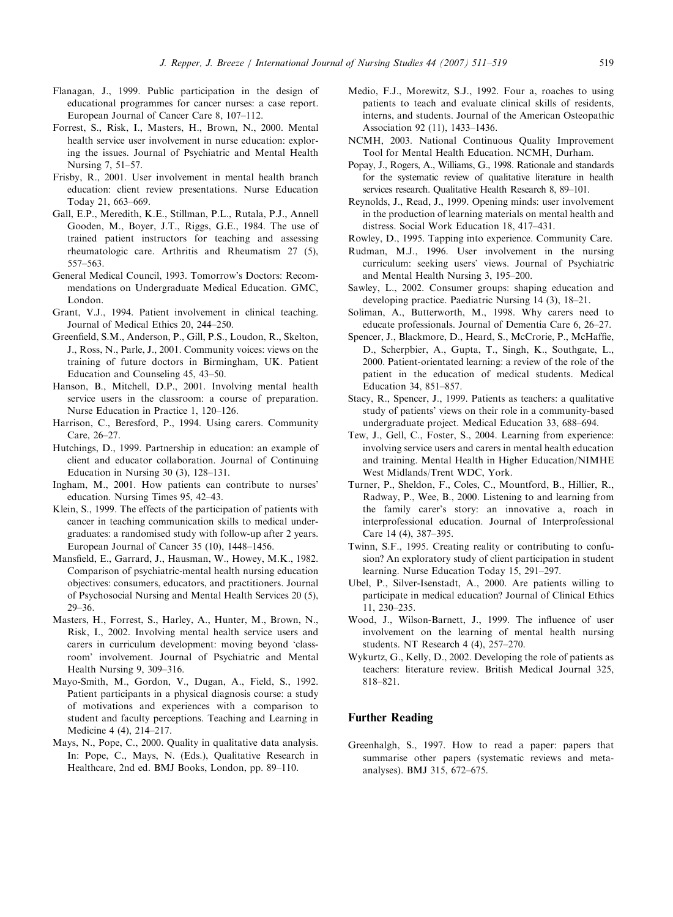Flanagan, J., 1999. Public participation in the design of educational programmes for cancer nurses: a case report. European Journal of Cancer Care 8, 107–112.

Forrest, S., Risk, I., Masters, H., Brown, N., 2000. Mental health service user involvement in nurse education: exploring the issues. Journal of Psychiatric and Mental Health Nursing 7, 51–57.

Frisby, R., 2001. User involvement in mental health branch education: client review presentations. Nurse Education Today 21, 663–669.

Gall, E.P., Meredith, K.E., Stillman, P.L., Rutala, P.J., Annell Gooden, M., Boyer, J.T., Riggs, G.E., 1984. The use of trained patient instructors for teaching and assessing rheumatologic care. Arthritis and Rheumatism 27 (5), 557–563.

General Medical Council, 1993. Tomorrow's Doctors: Recommendations on Undergraduate Medical Education. GMC, London.

Grant, V.J., 1994. Patient involvement in clinical teaching. Journal of Medical Ethics 20, 244–250.

Greenfield, S.M., Anderson, P., Gill, P.S., Loudon, R., Skelton, J., Ross, N., Parle, J., 2001. Community voices: views on the training of future doctors in Birmingham, UK. Patient Education and Counseling 45, 43–50.

Hanson, B., Mitchell, D.P., 2001. Involving mental health service users in the classroom: a course of preparation. Nurse Education in Practice 1, 120–126.

Harrison, C., Beresford, P., 1994. Using carers. Community Care, 26–27.

Hutchings, D., 1999. Partnership in education: an example of client and educator collaboration. Journal of Continuing Education in Nursing 30 (3), 128–131.

Ingham, M., 2001. How patients can contribute to nurses' education. Nursing Times 95, 42–43.

Klein, S., 1999. The effects of the participation of patients with cancer in teaching communication skills to medical undergraduates: a randomised study with follow-up after 2 years. European Journal of Cancer 35 (10), 1448–1456.

Mansfield, E., Garrard, J., Hausman, W., Howey, M.K., 1982. Comparison of psychiatric-mental health nursing education objectives: consumers, educators, and practitioners. Journal of Psychosocial Nursing and Mental Health Services 20 (5), 29–36.

Masters, H., Forrest, S., Harley, A., Hunter, M., Brown, N., Risk, I., 2002. Involving mental health service users and carers in curriculum development: moving beyond 'classroom' involvement. Journal of Psychiatric and Mental Health Nursing 9, 309–316.

Mayo-Smith, M., Gordon, V., Dugan, A., Field, S., 1992. Patient participants in a physical diagnosis course: a study of motivations and experiences with a comparison to student and faculty perceptions. Teaching and Learning in Medicine 4 (4), 214–217.

Mays, N., Pope, C., 2000. Quality in qualitative data analysis. In: Pope, C., Mays, N. (Eds.), Qualitative Research in Healthcare, 2nd ed. BMJ Books, London, pp. 89–110.

Medio, F.J., Morewitz, S.J., 1992. Four a, roaches to using patients to teach and evaluate clinical skills of residents, interns, and students. Journal of the American Osteopathic Association 92 (11), 1433–1436.

NCMH, 2003. National Continuous Quality Improvement Tool for Mental Health Education. NCMH, Durham.

Popay, J., Rogers, A., Williams, G., 1998. Rationale and standards for the systematic review of qualitative literature in health services research. Qualitative Health Research 8, 89–101.

Reynolds, J., Read, J., 1999. Opening minds: user involvement in the production of learning materials on mental health and distress. Social Work Education 18, 417–431.

Rowley, D., 1995. Tapping into experience. Community Care.

Rudman, M.J., 1996. User involvement in the nursing curriculum: seeking users' views. Journal of Psychiatric and Mental Health Nursing 3, 195–200.

Sawley, L., 2002. Consumer groups: shaping education and developing practice. Paediatric Nursing 14 (3), 18–21.

Soliman, A., Butterworth, M., 1998. Why carers need to educate professionals. Journal of Dementia Care 6, 26–27.

Spencer, J., Blackmore, D., Heard, S., McCrorie, P., McHaffie, D., Scherpbier, A., Gupta, T., Singh, K., Southgate, L., 2000. Patient-orientated learning: a review of the role of the patient in the education of medical students. Medical Education 34, 851–857.

Stacy, R., Spencer, J., 1999. Patients as teachers: a qualitative study of patients' views on their role in a community-based undergraduate project. Medical Education 33, 688–694.

Tew, J., Gell, C., Foster, S., 2004. Learning from experience: involving service users and carers in mental health education and training. Mental Health in Higher Education/NIMHE West Midlands/Trent WDC, York.

Turner, P., Sheldon, F., Coles, C., Mountford, B., Hillier, R., Radway, P., Wee, B., 2000. Listening to and learning from the family carer's story: an innovative a, roach in interprofessional education. Journal of Interprofessional Care 14 (4), 387–395.

Twinn, S.F., 1995. Creating reality or contributing to confusion? An exploratory study of client participation in student learning. Nurse Education Today 15, 291–297.

Ubel, P., Silver-Isenstadt, A., 2000. Are patients willing to participate in medical education? Journal of Clinical Ethics 11, 230–235.

Wood, J., Wilson-Barnett, J., 1999. The influence of user involvement on the learning of mental health nursing students. NT Research 4 (4), 257–270.

Wykurtz, G., Kelly, D., 2002. Developing the role of patients as teachers: literature review. British Medical Journal 325, 818–821.

## Further Reading

Greenhalgh, S., 1997. How to read a paper: papers that summarise other papers (systematic reviews and meta-analyses). BMJ 315, 672–675.